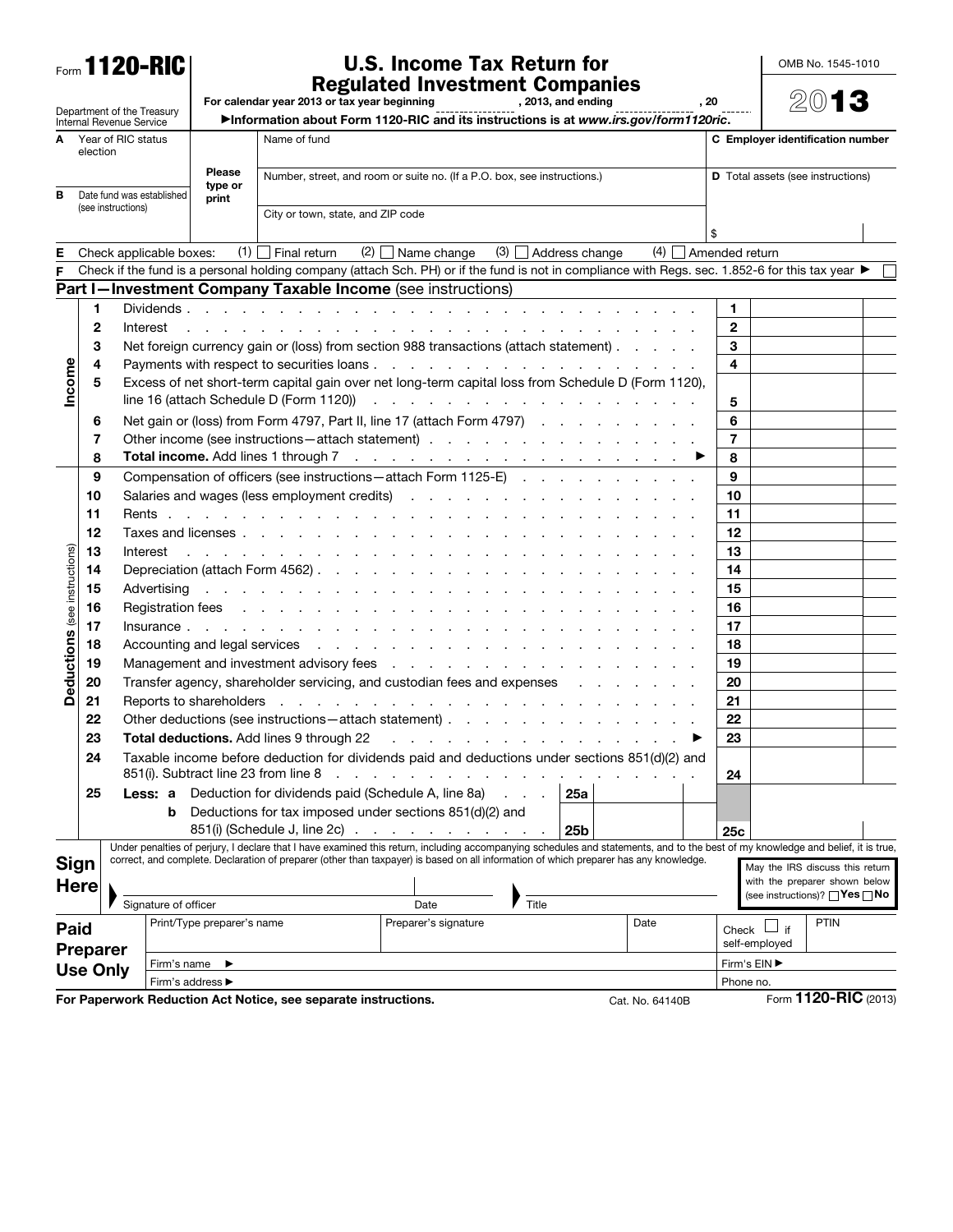Form **1120-RIC**

Department of the Treasury
Internal Revenue Service

# U.S. Income Tax Return for Regulated Investment Companies

For calendar year 2013 or tax year beginning , 2013, and ending , 20

▶Information about Form 1120-RIC and its instructions is at *www.irs.gov/form1120ric*.

OMB No. 1545-1010

**2013**

| | Please type or print | |
|---|---|---|
| **A** Year of RIC status election | Name of fund | **C** Employer identification number |
| **B** Date fund was established (see instructions) | Number, street, and room or suite no. (If a P.O. box, see instructions.) | **D** Total assets (see instructions) |
| | City or town, state, and ZIP code | $ |

**E** Check applicable boxes: (1) ☐ Final return (2) ☐ Name change (3) ☐ Address change (4) ☐ Amended return

**F** Check if the fund is a personal holding company (attach Sch. PH) or if the fund is not in compliance with Regs. sec. 1.852-6 for this tax year ▶ ☐

## Part I—Investment Company Taxable Income (see instructions)

| | | | | |
|---|---|---|---|---|
| **Income** | 1 | Dividends | 1 | |
| | 2 | Interest | 2 | |
| | 3 | Net foreign currency gain or (loss) from section 988 transactions (attach statement) | 3 | |
| | 4 | Payments with respect to securities loans | 4 | |
| | 5 | Excess of net short-term capital gain over net long-term capital loss from Schedule D (Form 1120), line 16 (attach Schedule D (Form 1120)) | 5 | |
| | 6 | Net gain or (loss) from Form 4797, Part II, line 17 (attach Form 4797) | 6 | |
| | 7 | Other income (see instructions—attach statement) | 7 | |
| | 8 | **Total income.** Add lines 1 through 7 ▶ | 8 | |
| **Deductions** (see instructions) | 9 | Compensation of officers (see instructions—attach Form 1125-E) | 9 | |
| | 10 | Salaries and wages (less employment credits) | 10 | |
| | 11 | Rents | 11 | |
| | 12 | Taxes and licenses | 12 | |
| | 13 | Interest | 13 | |
| | 14 | Depreciation (attach Form 4562) | 14 | |
| | 15 | Advertising | 15 | |
| | 16 | Registration fees | 16 | |
| | 17 | Insurance | 17 | |
| | 18 | Accounting and legal services | 18 | |
| | 19 | Management and investment advisory fees | 19 | |
| | 20 | Transfer agency, shareholder servicing, and custodian fees and expenses | 20 | |
| | 21 | Reports to shareholders | 21 | |
| | 22 | Other deductions (see instructions—attach statement) | 22 | |
| | 23 | **Total deductions.** Add lines 9 through 22 ▶ | 23 | |
| | 24 | Taxable income before deduction for dividends paid and deductions under sections 851(d)(2) and 851(i). Subtract line 23 from line 8 | 24 | |
| | 25 | **Less: a** Deduction for dividends paid (Schedule A, line 8a) — **25a** | | |
| | | **b** Deductions for tax imposed under sections 851(d)(2) and 851(i) (Schedule J, line 2c) — **25b** | 25c | |

**Sign Here**

Under penalties of perjury, I declare that I have examined this return, including accompanying schedules and statements, and to the best of my knowledge and belief, it is true, correct, and complete. Declaration of preparer (other than taxpayer) is based on all information of which preparer has any knowledge.

Signature of officer | Date | Title

May the IRS discuss this return with the preparer shown below (see instructions)? ☐**Yes** ☐**No**

**Paid Preparer Use Only**

| Print/Type preparer's name | Preparer's signature | Date | Check ☐ if self-employed | PTIN |
|---|---|---|---|---|
| Firm's name ▶ | | | Firm's EIN ▶ | |
| Firm's address ▶ | | | Phone no. | |

**For Paperwork Reduction Act Notice, see separate instructions.** Cat. No. 64140B Form **1120-RIC** (2013)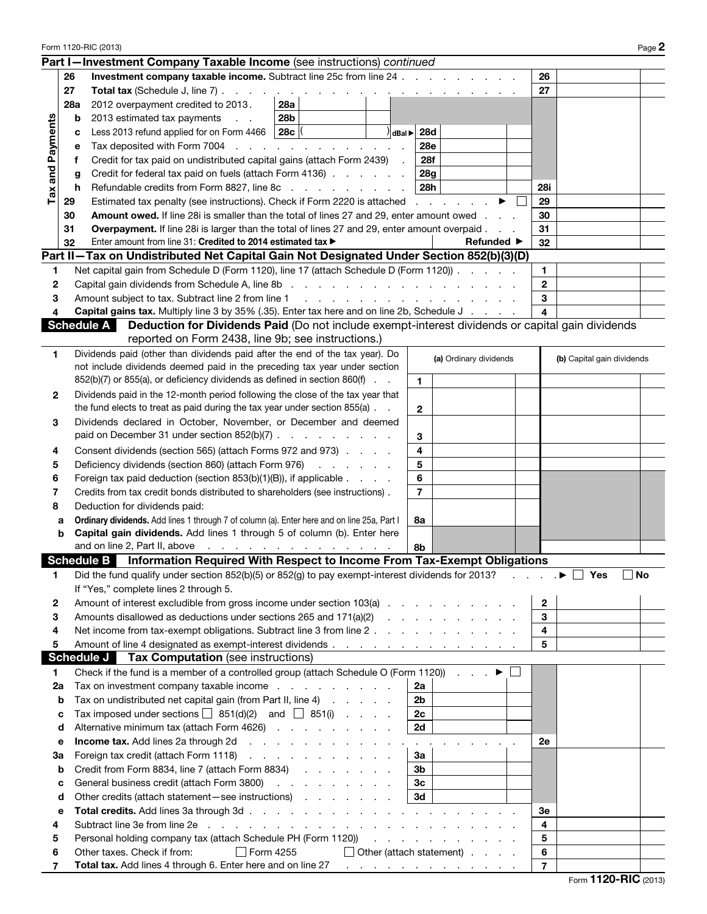## Part I—Investment Company Taxable Income (see instructions) *continued*

| | Line | Description | | | | |
|---|---|---|---|---|---|---|
| | **26** | **Investment company taxable income.** Subtract line 25c from line 24 | | | 26 | |
| | **27** | **Total tax** (Schedule J, line 7) | | | 27 | |
| Tax and Payments | **28a** | 2012 overpayment credited to 2013 | 28a | | | |
| | **b** | 2013 estimated tax payments | 28b | | | |
| | **c** | Less 2013 refund applied for on Form 4466 | 28c ( ) | dBal ▶ 28d | | |
| | **e** | Tax deposited with Form 7004 | | 28e | | |
| | **f** | Credit for tax paid on undistributed capital gains (attach Form 2439) | | 28f | | |
| | **g** | Credit for federal tax paid on fuels (attach Form 4136) | | 28g | | |
| | **h** | Refundable credits from Form 8827, line 8c | | 28h | 28i | |
| | **29** | Estimated tax penalty (see instructions). Check if Form 2220 is attached ▶ ☐ | | | 29 | |
| | **30** | **Amount owed.** If line 28i is smaller than the total of lines 27 and 29, enter amount owed | | | 30 | |
| | **31** | **Overpayment.** If line 28i is larger than the total of lines 27 and 29, enter amount overpaid | | | 31 | |
| | **32** | Enter amount from line 31: **Credited to 2014 estimated tax ▶** | | **Refunded ▶** | 32 | |

## Part II—Tax on Undistributed Net Capital Gain Not Designated Under Section 852(b)(3)(D)

| Line | Description | | |
|---|---|---|---|
| **1** | Net capital gain from Schedule D (Form 1120), line 17 (attach Schedule D (Form 1120)) | 1 | |
| **2** | Capital gain dividends from Schedule A, line 8b | 2 | |
| **3** | Amount subject to tax. Subtract line 2 from line 1 | 3 | |
| **4** | **Capital gains tax.** Multiply line 3 by 35% (.35). Enter tax here and on line 2b, Schedule J | 4 | |

## Schedule A — Deduction for Dividends Paid (Do not include exempt-interest dividends or capital gain dividends reported on Form 2438, line 9b; see instructions.)

| Line | Description | | (a) Ordinary dividends | (b) Capital gain dividends |
|---|---|---|---|---|
| **1** | Dividends paid (other than dividends paid after the end of the tax year). Do not include dividends deemed paid in the preceding tax year under section 852(b)(7) or 855(a), or deficiency dividends as defined in section 860(f) | 1 | | |
| **2** | Dividends paid in the 12-month period following the close of the tax year that the fund elects to treat as paid during the tax year under section 855(a) | 2 | | |
| **3** | Dividends declared in October, November, or December and deemed paid on December 31 under section 852(b)(7) | 3 | | |
| **4** | Consent dividends (section 565) (attach Forms 972 and 973) | 4 | | |
| **5** | Deficiency dividends (section 860) (attach Form 976) | 5 | | |
| **6** | Foreign tax paid deduction (section 853(b)(1)(B)), if applicable | 6 | | |
| **7** | Credits from tax credit bonds distributed to shareholders (see instructions) | 7 | | |
| **8** | Deduction for dividends paid: | | | |
| **a** | **Ordinary dividends.** Add lines 1 through 7 of column (a). Enter here and on line 25a, Part I | 8a | | |
| **b** | **Capital gain dividends.** Add lines 1 through 5 of column (b). Enter here and on line 2, Part II, above | 8b | | |

## Schedule B — Information Required With Respect to Income From Tax-Exempt Obligations

| Line | Description | | |
|---|---|---|---|
| **1** | Did the fund qualify under section 852(b)(5) or 852(g) to pay exempt-interest dividends for 2013? ▶ ☐ Yes ☐ No<br>If "Yes," complete lines 2 through 5. | | |
| **2** | Amount of interest excludible from gross income under section 103(a) | 2 | |
| **3** | Amounts disallowed as deductions under sections 265 and 171(a)(2) | 3 | |
| **4** | Net income from tax-exempt obligations. Subtract line 3 from line 2 | 4 | |
| **5** | Amount of line 4 designated as exempt-interest dividends | 5 | |

## Schedule J — Tax Computation (see instructions)

| Line | Description | | | | |
|---|---|---|---|---|---|
| **1** | Check if the fund is a member of a controlled group (attach Schedule O (Form 1120)) ▶ ☐ | | | | |
| **2a** | Tax on investment company taxable income | 2a | | | |
| **b** | Tax on undistributed net capital gain (from Part II, line 4) | 2b | | | |
| **c** | Tax imposed under sections ☐ 851(d)(2) and ☐ 851(i) | 2c | | | |
| **d** | Alternative minimum tax (attach Form 4626) | 2d | | | |
| **e** | **Income tax.** Add lines 2a through 2d | | | 2e | |
| **3a** | Foreign tax credit (attach Form 1118) | 3a | | | |
| **b** | Credit from Form 8834, line 7 (attach Form 8834) | 3b | | | |
| **c** | General business credit (attach Form 3800) | 3c | | | |
| **d** | Other credits (attach statement—see instructions) | 3d | | | |
| **e** | **Total credits.** Add lines 3a through 3d | | | 3e | |
| **4** | Subtract line 3e from line 2e | | | 4 | |
| **5** | Personal holding company tax (attach Schedule PH (Form 1120)) | | | 5 | |
| **6** | Other taxes. Check if from: ☐ Form 4255 ☐ Other (attach statement) | | | 6 | |
| **7** | **Total tax.** Add lines 4 through 6. Enter here and on line 27 | | | 7 | |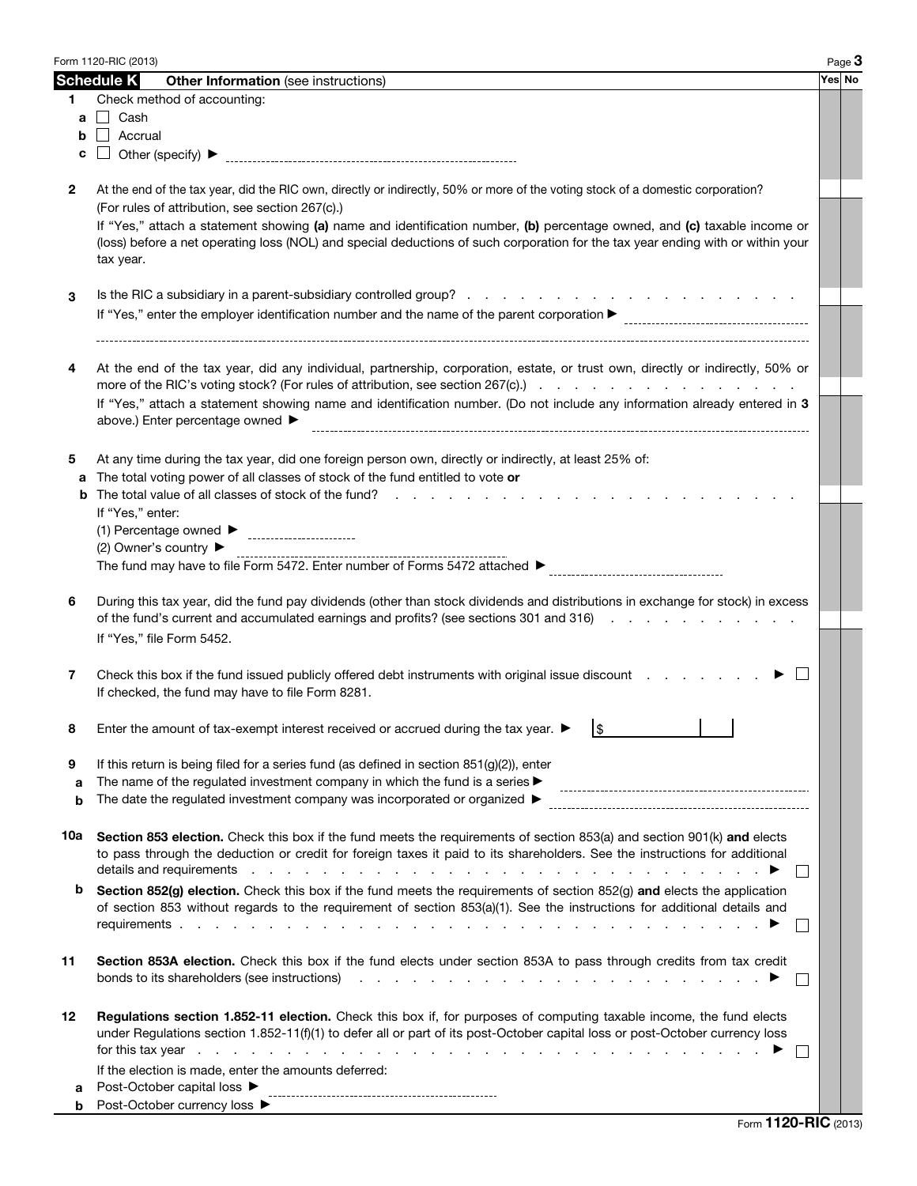## Schedule K Other Information (see instructions)

| | | Yes | No |
|---|---|---|---|
| **1** | Check method of accounting: | | |
| a | ☐ Cash | | |
| b | ☐ Accrual | | |
| c | ☐ Other (specify) ▶ ________ | | |
| **2** | At the end of the tax year, did the RIC own, directly or indirectly, 50% or more of the voting stock of a domestic corporation? (For rules of attribution, see section 267(c).) | | |
| | If "Yes," attach a statement showing **(a)** name and identification number, **(b)** percentage owned, and **(c)** taxable income or (loss) before a net operating loss (NOL) and special deductions of such corporation for the tax year ending with or within your tax year. | | |
| **3** | Is the RIC a subsidiary in a parent-subsidiary controlled group? | | |
| | If "Yes," enter the employer identification number and the name of the parent corporation ▶ ________ | | |
| **4** | At the end of the tax year, did any individual, partnership, corporation, estate, or trust own, directly or indirectly, 50% or more of the RIC's voting stock? (For rules of attribution, see section 267(c).) | | |
| | If "Yes," attach a statement showing name and identification number. (Do not include any information already entered in **3** above.) Enter percentage owned ▶ ________ | | |
| **5** | At any time during the tax year, did one foreign person own, directly or indirectly, at least 25% of: | | |
| a | The total voting power of all classes of stock of the fund entitled to vote **or** | | |
| b | The total value of all classes of stock of the fund? | | |
| | If "Yes," enter:<br>(1) Percentage owned ▶ ________<br>(2) Owner's country ▶ ________<br>The fund may have to file Form 5472. Enter number of Forms 5472 attached ▶ ________ | | |
| **6** | During this tax year, did the fund pay dividends (other than stock dividends and distributions in exchange for stock) in excess of the fund's current and accumulated earnings and profits? (see sections 301 and 316) | | |
| | If "Yes," file Form 5452. | | |
| **7** | Check this box if the fund issued publicly offered debt instruments with original issue discount ▶ ☐<br>If checked, the fund may have to file Form 8281. | | |
| **8** | Enter the amount of tax-exempt interest received or accrued during the tax year. ▶ $ ________ | | |
| **9** | If this return is being filed for a series fund (as defined in section 851(g)(2)), enter | | |
| a | The name of the regulated investment company in which the fund is a series ▶ ________ | | |
| b | The date the regulated investment company was incorporated or organized ▶ ________ | | |
| **10a** | **Section 853 election.** Check this box if the fund meets the requirements of section 853(a) and section 901(k) **and** elects to pass through the deduction or credit for foreign taxes it paid to its shareholders. See the instructions for additional details and requirements ▶ ☐ | | |
| b | **Section 852(g) election.** Check this box if the fund meets the requirements of section 852(g) **and** elects the application of section 853 without regards to the requirement of section 853(a)(1). See the instructions for additional details and requirements ▶ ☐ | | |
| **11** | **Section 853A election.** Check this box if the fund elects under section 853A to pass through credits from tax credit bonds to its shareholders (see instructions) ▶ ☐ | | |
| **12** | **Regulations section 1.852-11 election.** Check this box if, for purposes of computing taxable income, the fund elects under Regulations section 1.852-11(f)(1) to defer all or part of its post-October capital loss or post-October currency loss for this tax year ▶ ☐ | | |
| | If the election is made, enter the amounts deferred: | | |
| a | Post-October capital loss ▶ ________ | | |
| b | Post-October currency loss ▶ ________ | | |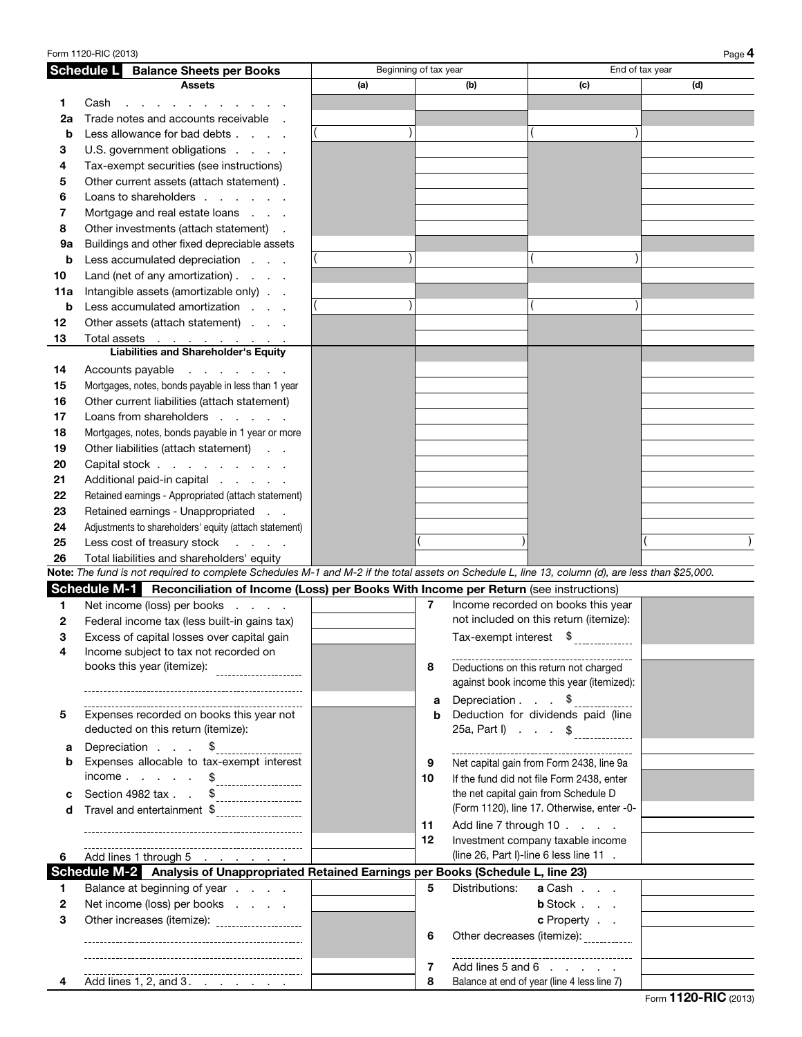## Schedule L Balance Sheets per Books

| Assets | | Beginning of tax year (a) | (b) | End of tax year (c) | (d) |
|---|---|---|---|---|---|
| 1 | Cash | | | | |
| 2a | Trade notes and accounts receivable | | | | |
| b | Less allowance for bad debts | ( ) | | ( ) | |
| 3 | U.S. government obligations | | | | |
| 4 | Tax-exempt securities (see instructions) | | | | |
| 5 | Other current assets (attach statement) | | | | |
| 6 | Loans to shareholders | | | | |
| 7 | Mortgage and real estate loans | | | | |
| 8 | Other investments (attach statement) | | | | |
| 9a | Buildings and other fixed depreciable assets | | | | |
| b | Less accumulated depreciation | ( ) | | ( ) | |
| 10 | Land (net of any amortization) | | | | |
| 11a | Intangible assets (amortizable only) | | | | |
| b | Less accumulated amortization | ( ) | | ( ) | |
| 12 | Other assets (attach statement) | | | | |
| 13 | Total assets | | | | |
| | **Liabilities and Shareholder's Equity** | | | | |
| 14 | Accounts payable | | | | |
| 15 | Mortgages, notes, bonds payable in less than 1 year | | | | |
| 16 | Other current liabilities (attach statement) | | | | |
| 17 | Loans from shareholders | | | | |
| 18 | Mortgages, notes, bonds payable in 1 year or more | | | | |
| 19 | Other liabilities (attach statement) | | | | |
| 20 | Capital stock | | | | |
| 21 | Additional paid-in capital | | | | |
| 22 | Retained earnings - Appropriated (attach statement) | | | | |
| 23 | Retained earnings - Unappropriated | | | | |
| 24 | Adjustments to shareholders' equity (attach statement) | | | | |
| 25 | Less cost of treasury stock | | ( ) | | ( ) |
| 26 | Total liabilities and shareholders' equity | | | | |

**Note:** *The fund is not required to complete Schedules M-1 and M-2 if the total assets on Schedule L, line 13, column (d), are less than $25,000.*

## Schedule M-1 Reconciliation of Income (Loss) per Books With Income per Return (see instructions)

| | | | | | |
|---|---|---|---|---|---|
| 1 | Net income (loss) per books | | 7 | Income recorded on books this year not included on this return (itemize): Tax-exempt interest $ | |
| 2 | Federal income tax (less built-in gains tax) | | | | |
| 3 | Excess of capital losses over capital gain | | 8 | Deductions on this return not charged against book income this year (itemized): | |
| 4 | Income subject to tax not recorded on books this year (itemize): | | a | Depreciation . . . $ | |
| 5 | Expenses recorded on books this year not deducted on this return (itemize): | | b | Deduction for dividends paid (line 25a, Part I) . . . $ | |
| a | Depreciation . . . $ | | | | |
| b | Expenses allocable to tax-exempt interest income . . . . . $ | | 9 | Net capital gain from Form 2438, line 9a | |
| c | Section 4982 tax . . $ | | 10 | If the fund did not file Form 2438, enter the net capital gain from Schedule D (Form 1120), line 17. Otherwise, enter -0- | |
| d | Travel and entertainment $ | | 11 | Add line 7 through 10 | |
| | | | 12 | Investment company taxable income (line 26, Part I)-line 6 less line 11 | |
| 6 | Add lines 1 through 5 | | | | |

## Schedule M-2 Analysis of Unappropriated Retained Earnings per Books (Schedule L, line 23)

| | | | | | |
|---|---|---|---|---|---|
| 1 | Balance at beginning of year | | 5 | Distributions: **a** Cash | |
| 2 | Net income (loss) per books | | | **b** Stock | |
| 3 | Other increases (itemize): | | | **c** Property | |
| | | | 6 | Other decreases (itemize): | |
| | | | 7 | Add lines 5 and 6 | |
| 4 | Add lines 1, 2, and 3 | | 8 | Balance at end of year (line 4 less line 7) | |

Form **1120-RIC** (2013)